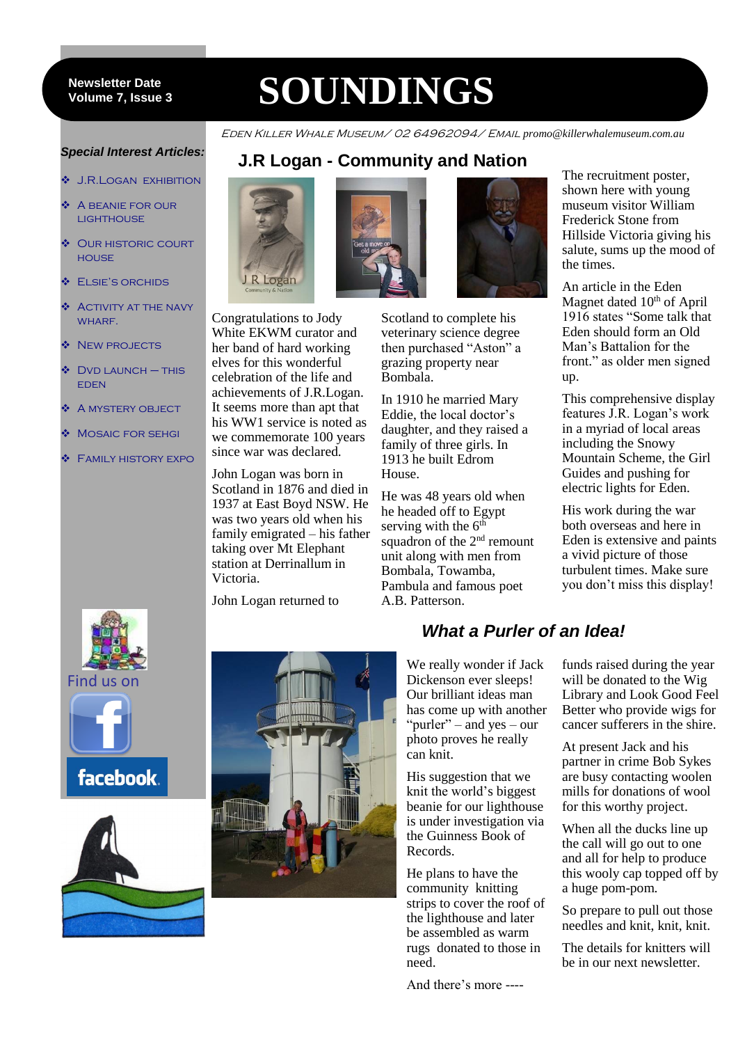Newsletter Date
Volume 7, Issue 3

# SOUNDINGS

EDEN KILLER WHALE MUSEUM/ 02 64962094/ EMAIL promo@killerwhalemuseum.com.au

**Special Interest Articles:**

- J.R.LOGAN EXHIBITION
- A BEANIE FOR OUR LIGHTHOUSE
- OUR HISTORIC COURT HOUSE
- ELSIE'S ORCHIDS
- ACTIVITY AT THE NAVY WHARF.
- NEW PROJECTS
- DVD LAUNCH – THIS EDEN
- A MYSTERY OBJECT
- MOSAIC FOR SEHGI
- FAMILY HISTORY EXPO

Find us on facebook

## J.R Logan - Community and Nation

Congratulations to Jody White EKWM curator and her band of hard working elves for this wonderful celebration of the life and achievements of J.R.Logan. It seems more than apt that his WW1 service is noted as we commemorate 100 years since war was declared.

John Logan was born in Scotland in 1876 and died in 1937 at East Boyd NSW. He was two years old when his family emigrated – his father taking over Mt Elephant station at Derrinallum in Victoria.

John Logan returned to Scotland to complete his veterinary science degree then purchased "Aston" a grazing property near Bombala.

In 1910 he married Mary Eddie, the local doctor's daughter, and they raised a family of three girls. In 1913 he built Edrom House.

He was 48 years old when he headed off to Egypt serving with the 6th squadron of the 2nd remount unit along with men from Bombala, Towamba, Pambula and famous poet A.B. Patterson.

The recruitment poster, shown here with young museum visitor William Frederick Stone from Hillside Victoria giving his salute, sums up the mood of the times.

An article in the Eden Magnet dated 10th of April 1916 states "Some talk that Eden should form an Old Man's Battalion for the front." as older men signed up.

This comprehensive display features J.R. Logan's work in a myriad of local areas including the Snowy Mountain Scheme, the Girl Guides and pushing for electric lights for Eden.

His work during the war both overseas and here in Eden is extensive and paints a vivid picture of those turbulent times. Make sure you don't miss this display!

## *What a Purler of an Idea!*

We really wonder if Jack Dickenson ever sleeps! Our brilliant ideas man has come up with another "purler" – and yes – our photo proves he really can knit.

His suggestion that we knit the world's biggest beanie for our lighthouse is under investigation via the Guinness Book of Records.

He plans to have the community knitting strips to cover the roof of the lighthouse and later be assembled as warm rugs donated to those in need.

And there's more ----

funds raised during the year will be donated to the Wig Library and Look Good Feel Better who provide wigs for cancer sufferers in the shire.

At present Jack and his partner in crime Bob Sykes are busy contacting woolen mills for donations of wool for this worthy project.

When all the ducks line up the call will go out to one and all for help to produce this wooly cap topped off by a huge pom-pom.

So prepare to pull out those needles and knit, knit, knit.

The details for knitters will be in our next newsletter.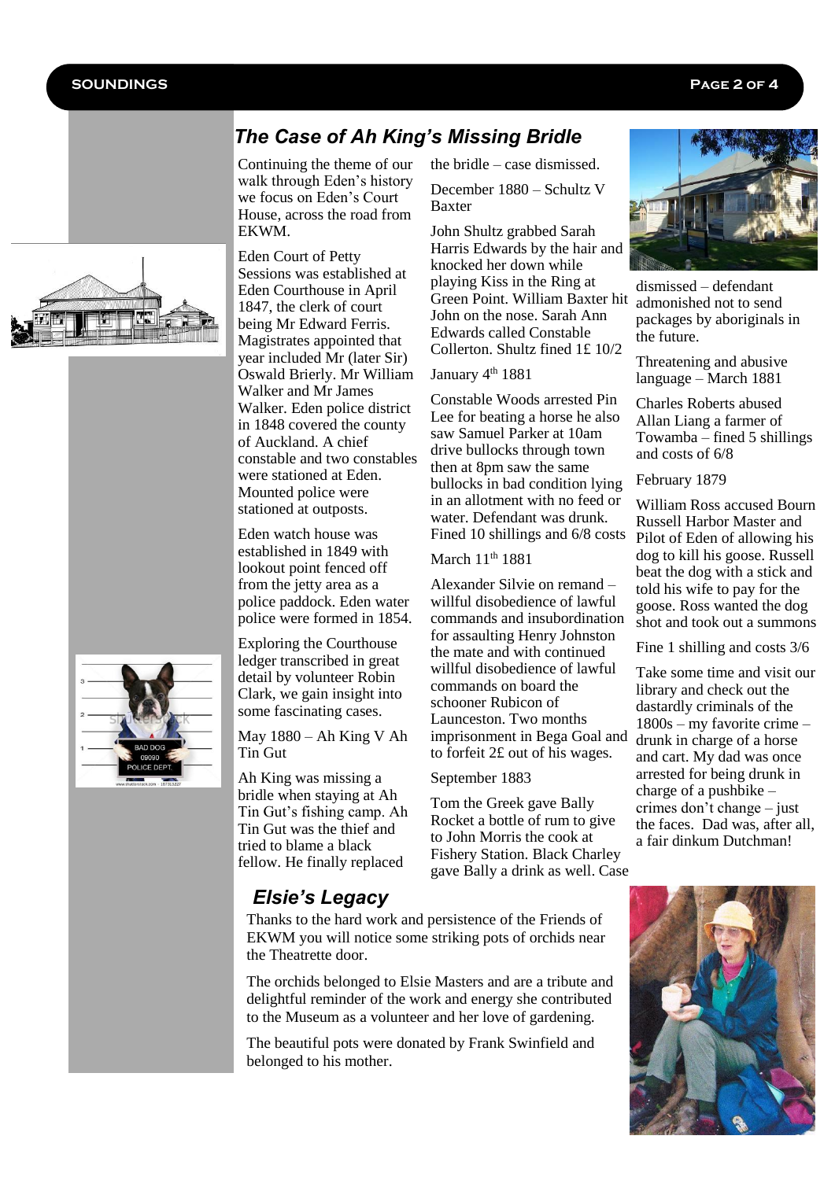## The Case of Ah King's Missing Bridle

Continuing the theme of our walk through Eden's history we focus on Eden's Court House, across the road from EKWM.

Eden Court of Petty Sessions was established at Eden Courthouse in April 1847, the clerk of court being Mr Edward Ferris. Magistrates appointed that year included Mr (later Sir) Oswald Brierly. Mr William Walker and Mr James Walker. Eden police district in 1848 covered the county of Auckland. A chief constable and two constables were stationed at Eden. Mounted police were stationed at outposts.

Eden watch house was established in 1849 with lookout point fenced off from the jetty area as a police paddock. Eden water police were formed in 1854.

Exploring the Courthouse ledger transcribed in great detail by volunteer Robin Clark, we gain insight into some fascinating cases.

May 1880 – Ah King V Ah Tin Gut

Ah King was missing a bridle when staying at Ah Tin Gut's fishing camp. Ah Tin Gut was the thief and tried to blame a black fellow. He finally replaced the bridle – case dismissed.

December 1880 – Schultz V Baxter

John Shultz grabbed Sarah Harris Edwards by the hair and knocked her down while playing Kiss in the Ring at Green Point. William Baxter hit John on the nose. Sarah Ann Edwards called Constable Collerton. Shultz fined 1£ 10/2

January 4th 1881

Constable Woods arrested Pin Lee for beating a horse he also saw Samuel Parker at 10am drive bullocks through town then at 8pm saw the same bullocks in bad condition lying in an allotment with no feed or water. Defendant was drunk. Fined 10 shillings and 6/8 costs

March 11th 1881

Alexander Silvie on remand – willful disobedience of lawful commands and insubordination for assaulting Henry Johnston the mate and with continued willful disobedience of lawful commands on board the schooner Rubicon of Launceston. Two months imprisonment in Bega Goal and to forfeit 2£ out of his wages.

September 1883

Tom the Greek gave Bally Rocket a bottle of rum to give to John Morris the cook at Fishery Station. Black Charley gave Bally a drink as well. Case dismissed – defendant admonished not to send packages by aboriginals in the future.

Threatening and abusive language – March 1881

Charles Roberts abused Allan Liang a farmer of Towamba – fined 5 shillings and costs of 6/8

February 1879

William Ross accused Bourn Russell Harbor Master and Pilot of Eden of allowing his dog to kill his goose. Russell beat the dog with a stick and told his wife to pay for the goose. Ross wanted the dog shot and took out a summons

Fine 1 shilling and costs 3/6

Take some time and visit our library and check out the dastardly criminals of the 1800s – my favorite crime – drunk in charge of a horse and cart. My dad was once arrested for being drunk in charge of a pushbike – crimes don't change – just the faces. Dad was, after all, a fair dinkum Dutchman!

## Elsie's Legacy

Thanks to the hard work and persistence of the Friends of EKWM you will notice some striking pots of orchids near the Theatrette door.

The orchids belonged to Elsie Masters and are a tribute and delightful reminder of the work and energy she contributed to the Museum as a volunteer and her love of gardening.

The beautiful pots were donated by Frank Swinfield and belonged to his mother.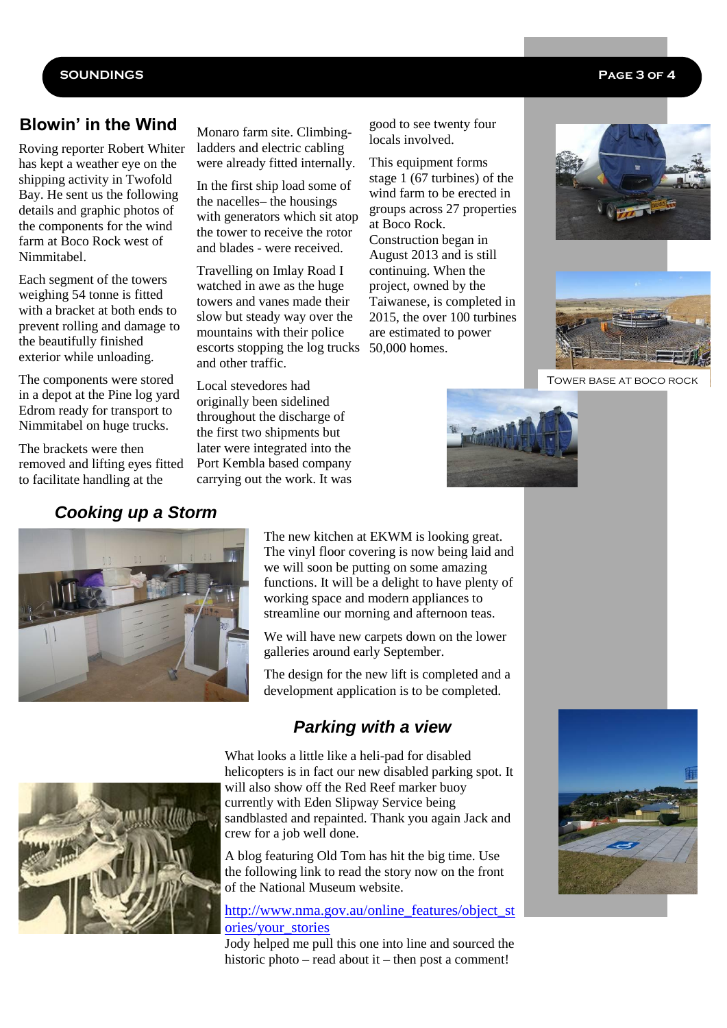## Blowin' in the Wind

Roving reporter Robert Whiter has kept a weather eye on the shipping activity in Twofold Bay. He sent us the following details and graphic photos of the components for the wind farm at Boco Rock west of Nimmitabel.

Each segment of the towers weighing 54 tonne is fitted with a bracket at both ends to prevent rolling and damage to the beautifully finished exterior while unloading.

The components were stored in a depot at the Pine log yard Edrom ready for transport to Nimmitabel on huge trucks.

The brackets were then removed and lifting eyes fitted to facilitate handling at the Monaro farm site. Climbing-ladders and electric cabling were already fitted internally.

In the first ship load some of the nacelles– the housings with generators which sit atop the tower to receive the rotor and blades - were received.

Travelling on Imlay Road I watched in awe as the huge towers and vanes made their slow but steady way over the mountains with their police escorts stopping the log trucks and other traffic.

Local stevedores had originally been sidelined throughout the discharge of the first two shipments but later were integrated into the Port Kembla based company carrying out the work. It was good to see twenty four locals involved.

This equipment forms stage 1 (67 turbines) of the wind farm to be erected in groups across 27 properties at Boco Rock. Construction began in August 2013 and is still continuing. When the project, owned by the Taiwanese, is completed in 2015, the over 100 turbines are estimated to power 50,000 homes.

TOWER BASE AT BOCO ROCK

## Cooking up a Storm

The new kitchen at EKWM is looking great. The vinyl floor covering is now being laid and we will soon be putting on some amazing functions. It will be a delight to have plenty of working space and modern appliances to streamline our morning and afternoon teas.

We will have new carpets down on the lower galleries around early September.

The design for the new lift is completed and a development application is to be completed.

## Parking with a view

What looks a little like a heli-pad for disabled helicopters is in fact our new disabled parking spot. It will also show off the Red Reef marker buoy currently with Eden Slipway Service being sandblasted and repainted. Thank you again Jack and crew for a job well done.

A blog featuring Old Tom has hit the big time. Use the following link to read the story now on the front of the National Museum website.

http://www.nma.gov.au/online_features/object_stories/your_stories

Jody helped me pull this one into line and sourced the historic photo – read about it – then post a comment!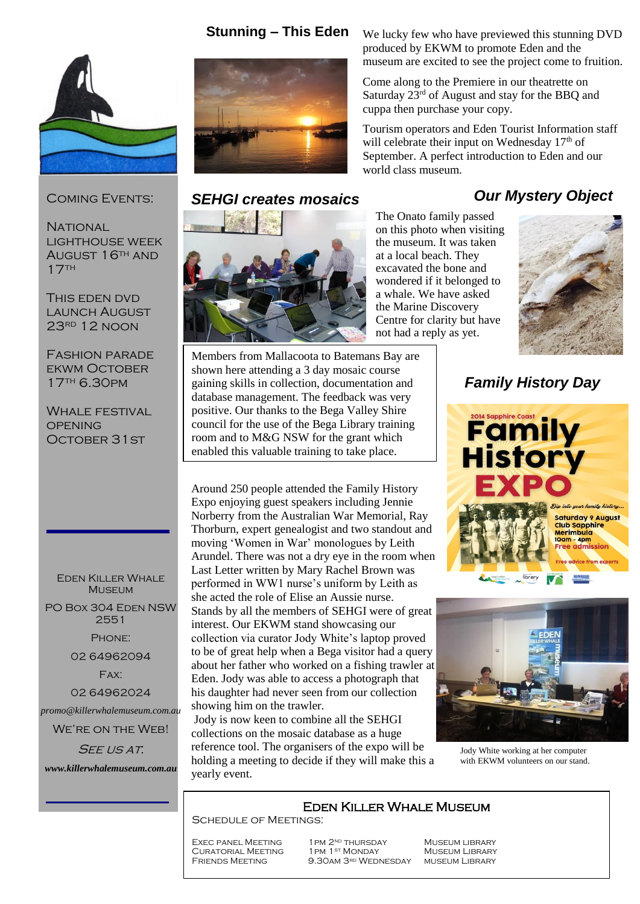## Stunning – This Eden

We lucky few who have previewed this stunning DVD produced by EKWM to promote Eden and the museum are excited to see the project come to fruition.

Come along to the Premiere in our theatrette on Saturday 23rd of August and stay for the BBQ and cuppa then purchase your copy.

Tourism operators and Eden Tourist Information staff will celebrate their input on Wednesday 17th of September. A perfect introduction to Eden and our world class museum.

## SEHGI creates mosaics

Members from Mallacoota to Batemans Bay are shown here attending a 3 day mosaic course gaining skills in collection, documentation and database management. The feedback was very positive. Our thanks to the Bega Valley Shire council for the use of the Bega Library training room and to M&G NSW for the grant which enabled this valuable training to take place.

## Our Mystery Object

The Onato family passed on this photo when visiting the museum. It was taken at a local beach. They excavated the bone and wondered if it belonged to a whale. We have asked the Marine Discovery Centre for clarity but have not had a reply as yet.

## Family History Day

2014 Sapphire Coast Family History EXPO

Dip into your family history...

Saturday 9 August
Club Sapphire
Merimbula
10am - 4pm
Free admission

Free advice from experts

Around 250 people attended the Family History Expo enjoying guest speakers including Jennie Norberry from the Australian War Memorial, Ray Thorburn, expert genealogist and two standout and moving 'Women in War' monologues by Leith Arundel. There was not a dry eye in the room when Last Letter written by Mary Rachel Brown was performed in WW1 nurse's uniform by Leith as she acted the role of Elise an Aussie nurse.
Stands by all the members of SEHGI were of great interest. Our EKWM stand showcasing our collection via curator Jody White's laptop proved to be of great help when a Bega visitor had a query about her father who worked on a fishing trawler at Eden. Jody was able to access a photograph that his daughter had never seen from our collection showing him on the trawler.
Jody is now keen to combine all the SEHGI collections on the mosaic database as a huge reference tool. The organisers of the expo will be holding a meeting to decide if they will make this a yearly event.

Jody White working at her computer with EKWM volunteers on our stand.

### Coming Events:

National Lighthouse Week August 16th and 17th

This Eden DVD launch August 23rd 12 noon

Fashion Parade EKWM October 17th 6.30pm

Whale Festival opening October 31st

Eden Killer Whale Museum

PO Box 304 Eden NSW 2551

Phone:

02 64962094

Fax:

02 64962024

*promo@killerwhalemuseum.com.au*

We're on the Web!

*See us at:*

***www.killerwhalemuseum.com.au***

### Eden Killer Whale Museum

Schedule of Meetings:

| | | |
|---|---|---|
| Exec Panel Meeting | 1pm 2nd Thursday | Museum Library |
| Curatorial Meeting | 1pm 1st Monday | Museum Library |
| Friends Meeting | 9.30am 3rd Wednesday | Museum Library |